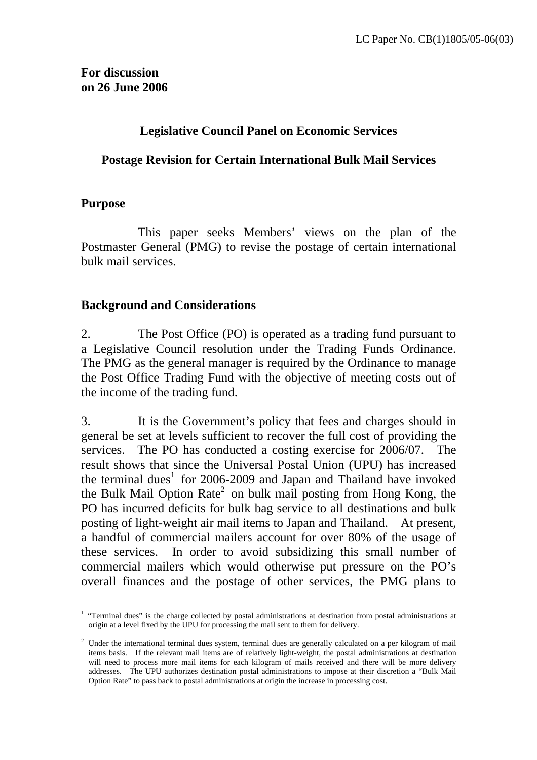LC Paper No. CB(1)1805/05-06(03)

**For discussion on 26 June 2006**

## Legislative Council Panel on Economic Services

## Postage Revision for Certain International Bulk Mail Services

### Purpose

This paper seeks Members' views on the plan of the Postmaster General (PMG) to revise the postage of certain international bulk mail services.

### Background and Considerations

2. The Post Office (PO) is operated as a trading fund pursuant to a Legislative Council resolution under the Trading Funds Ordinance. The PMG as the general manager is required by the Ordinance to manage the Post Office Trading Fund with the objective of meeting costs out of the income of the trading fund.

3. It is the Government's policy that fees and charges should in general be set at levels sufficient to recover the full cost of providing the services. The PO has conducted a costing exercise for 2006/07. The result shows that since the Universal Postal Union (UPU) has increased the terminal dues[1] for 2006-2009 and Japan and Thailand have invoked the Bulk Mail Option Rate[2] on bulk mail posting from Hong Kong, the PO has incurred deficits for bulk bag service to all destinations and bulk posting of light-weight air mail items to Japan and Thailand. At present, a handful of commercial mailers account for over 80% of the usage of these services. In order to avoid subsidizing this small number of commercial mailers which would otherwise put pressure on the PO's overall finances and the postage of other services, the PMG plans to

---

[1] "Terminal dues" is the charge collected by postal administrations at destination from postal administrations at origin at a level fixed by the UPU for processing the mail sent to them for delivery.

[2] Under the international terminal dues system, terminal dues are generally calculated on a per kilogram of mail items basis. If the relevant mail items are of relatively light-weight, the postal administrations at destination will need to process more mail items for each kilogram of mails received and there will be more delivery addresses. The UPU authorizes destination postal administrations to impose at their discretion a "Bulk Mail Option Rate" to pass back to postal administrations at origin the increase in processing cost.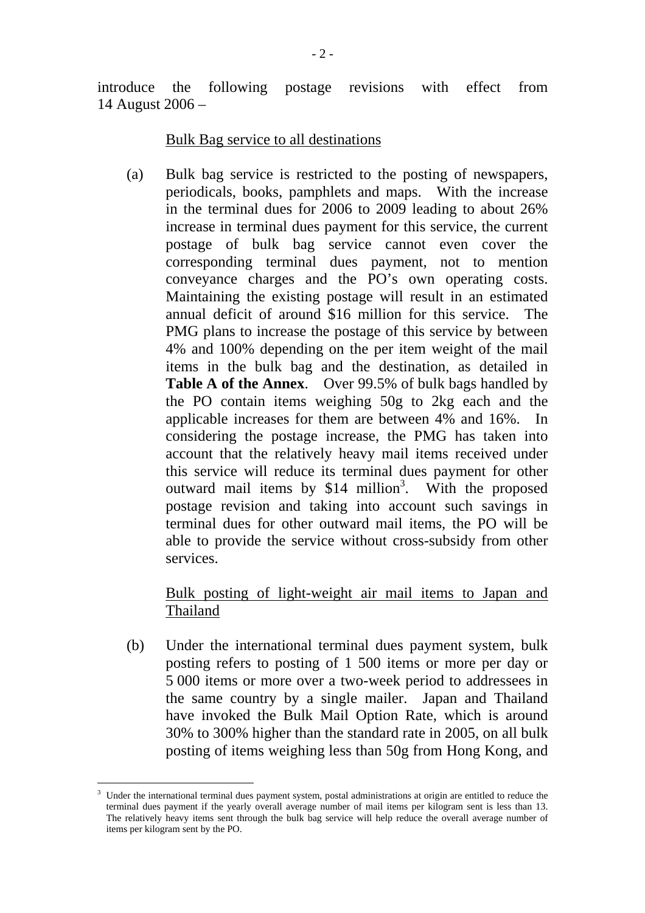introduce the following postage revisions with effect from 14 August 2006 –

Bulk Bag service to all destinations

(a) Bulk bag service is restricted to the posting of newspapers, periodicals, books, pamphlets and maps. With the increase in the terminal dues for 2006 to 2009 leading to about 26% increase in terminal dues payment for this service, the current postage of bulk bag service cannot even cover the corresponding terminal dues payment, not to mention conveyance charges and the PO's own operating costs. Maintaining the existing postage will result in an estimated annual deficit of around $16 million for this service. The PMG plans to increase the postage of this service by between 4% and 100% depending on the per item weight of the mail items in the bulk bag and the destination, as detailed in **Table A of the Annex**. Over 99.5% of bulk bags handled by the PO contain items weighing 50g to 2kg each and the applicable increases for them are between 4% and 16%. In considering the postage increase, the PMG has taken into account that the relatively heavy mail items received under this service will reduce its terminal dues payment for other outward mail items by $14 million[3]. With the proposed postage revision and taking into account such savings in terminal dues for other outward mail items, the PO will be able to provide the service without cross-subsidy from other services.

Bulk posting of light-weight air mail items to Japan and Thailand

(b) Under the international terminal dues payment system, bulk posting refers to posting of 1 500 items or more per day or 5 000 items or more over a two-week period to addressees in the same country by a single mailer. Japan and Thailand have invoked the Bulk Mail Option Rate, which is around 30% to 300% higher than the standard rate in 2005, on all bulk posting of items weighing less than 50g from Hong Kong, and

---

[3] Under the international terminal dues payment system, postal administrations at origin are entitled to reduce the terminal dues payment if the yearly overall average number of mail items per kilogram sent is less than 13. The relatively heavy items sent through the bulk bag service will help reduce the overall average number of items per kilogram sent by the PO.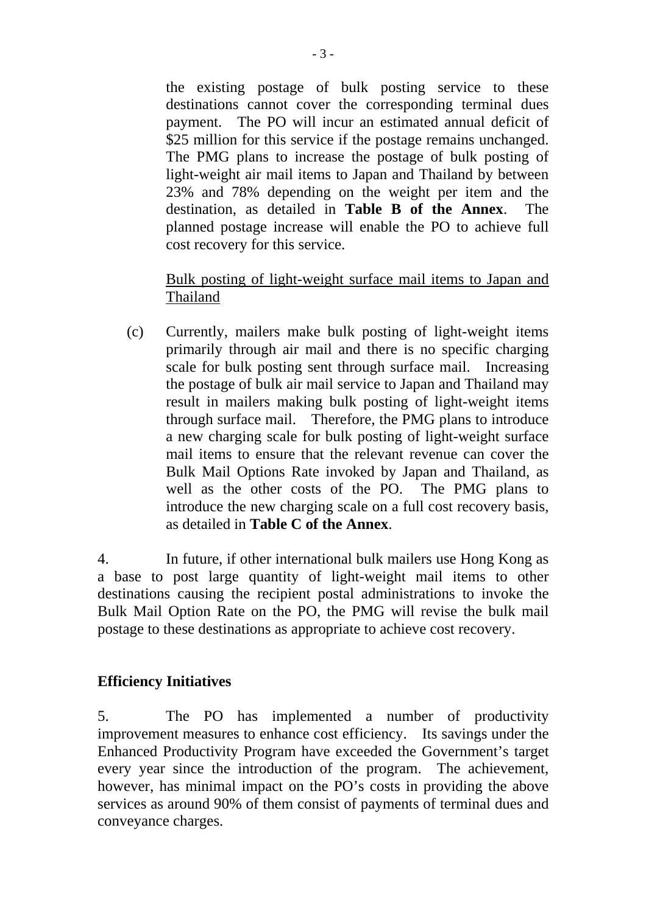the existing postage of bulk posting service to these destinations cannot cover the corresponding terminal dues payment. The PO will incur an estimated annual deficit of $25 million for this service if the postage remains unchanged. The PMG plans to increase the postage of bulk posting of light-weight air mail items to Japan and Thailand by between 23% and 78% depending on the weight per item and the destination, as detailed in **Table B of the Annex**. The planned postage increase will enable the PO to achieve full cost recovery for this service.

Bulk posting of light-weight surface mail items to Japan and Thailand

(c) Currently, mailers make bulk posting of light-weight items primarily through air mail and there is no specific charging scale for bulk posting sent through surface mail. Increasing the postage of bulk air mail service to Japan and Thailand may result in mailers making bulk posting of light-weight items through surface mail. Therefore, the PMG plans to introduce a new charging scale for bulk posting of light-weight surface mail items to ensure that the relevant revenue can cover the Bulk Mail Options Rate invoked by Japan and Thailand, as well as the other costs of the PO. The PMG plans to introduce the new charging scale on a full cost recovery basis, as detailed in **Table C of the Annex**.

4. In future, if other international bulk mailers use Hong Kong as a base to post large quantity of light-weight mail items to other destinations causing the recipient postal administrations to invoke the Bulk Mail Option Rate on the PO, the PMG will revise the bulk mail postage to these destinations as appropriate to achieve cost recovery.

**Efficiency Initiatives**

5. The PO has implemented a number of productivity improvement measures to enhance cost efficiency. Its savings under the Enhanced Productivity Program have exceeded the Government's target every year since the introduction of the program. The achievement, however, has minimal impact on the PO's costs in providing the above services as around 90% of them consist of payments of terminal dues and conveyance charges.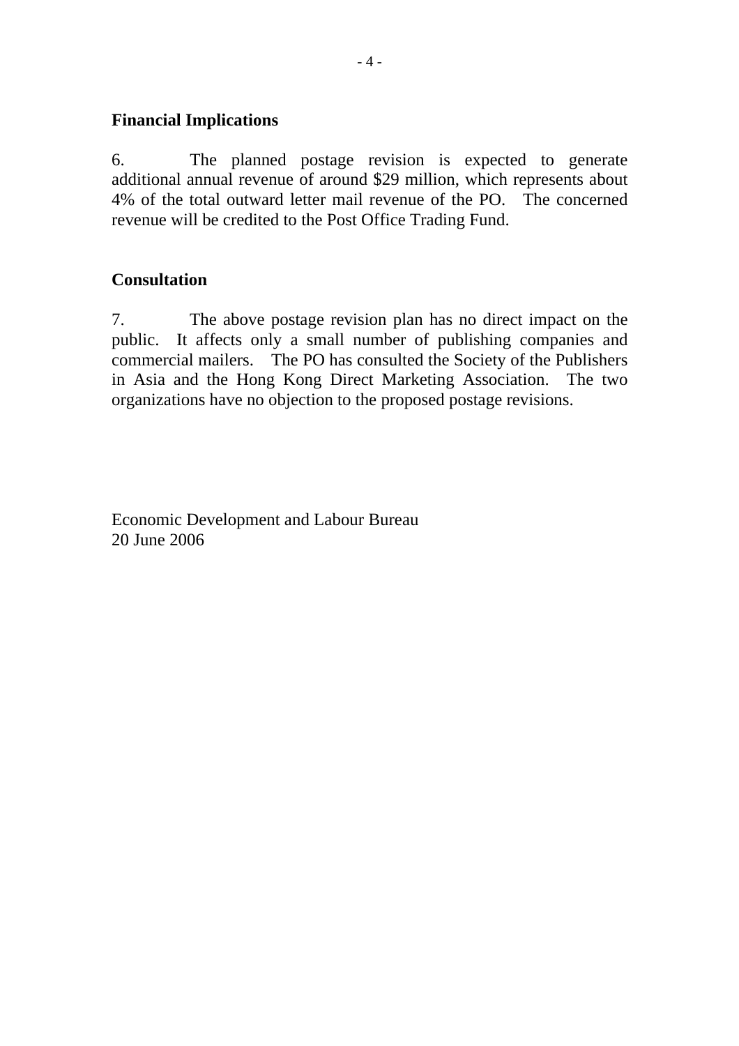## Financial Implications

6. The planned postage revision is expected to generate additional annual revenue of around $29 million, which represents about 4% of the total outward letter mail revenue of the PO. The concerned revenue will be credited to the Post Office Trading Fund.

## Consultation

7. The above postage revision plan has no direct impact on the public. It affects only a small number of publishing companies and commercial mailers. The PO has consulted the Society of the Publishers in Asia and the Hong Kong Direct Marketing Association. The two organizations have no objection to the proposed postage revisions.

Economic Development and Labour Bureau
20 June 2006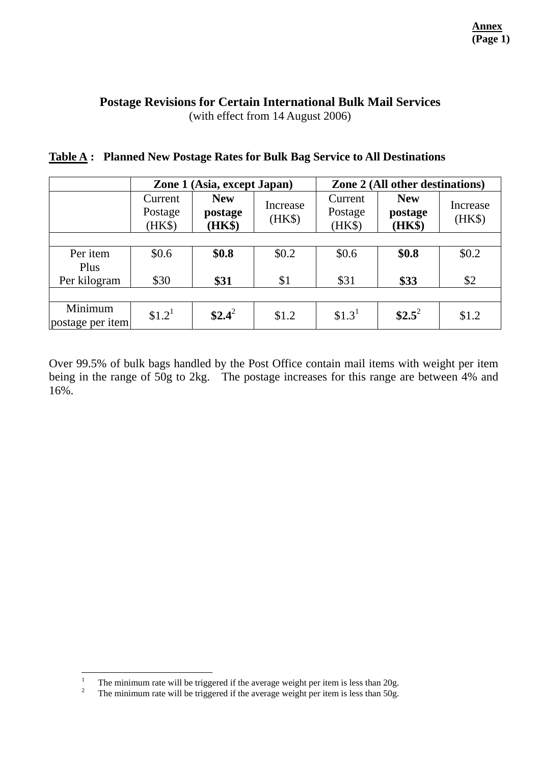**Annex**
**(Page 1)**

## Postage Revisions for Certain International Bulk Mail Services

(with effect from 14 August 2006)

**Table A : Planned New Postage Rates for Bulk Bag Service to All Destinations**

| | **Zone 1 (Asia, except Japan)** | | | **Zone 2 (All other destinations)** | | |
|---|---|---|---|---|---|---|
| | Current Postage (HK$) | **New postage (HK$)** | Increase (HK$) | Current Postage (HK$) | **New postage (HK$)** | Increase (HK$) |
| Per item | $0.6 | **$0.8** | $0.2 | $0.6 | **$0.8** | $0.2 |
| Plus | | | | | | |
| Per kilogram | $30 | **$31** | $1 | $31 | **$33** | $2 |
| Minimum postage per item | $1.2[1] | **$2.4**[2] | $1.2 | $1.3[1] | **$2.5**[2] | $1.2 |

Over 99.5% of bulk bags handled by the Post Office contain mail items with weight per item being in the range of 50g to 2kg. The postage increases for this range are between 4% and 16%.

---

1 The minimum rate will be triggered if the average weight per item is less than 20g.

2 The minimum rate will be triggered if the average weight per item is less than 50g.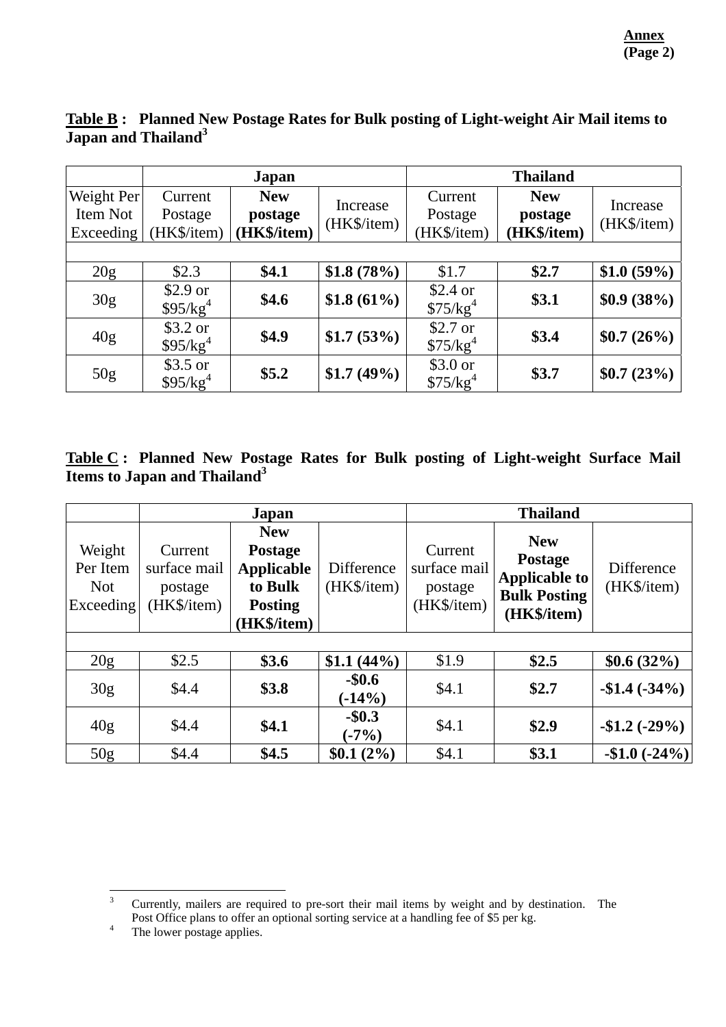**Annex**
**(Page 2)**

**Table B : Planned New Postage Rates for Bulk posting of Light-weight Air Mail items to Japan and Thailand[3]**

| | Japan | | | Thailand | | |
|---|---|---|---|---|---|---|
| Weight Per Item Not Exceeding | Current Postage (HK$/item) | **New postage (HK$/item)** | Increase (HK$/item) | Current Postage (HK$/item) | **New postage (HK$/item)** | Increase (HK$/item) |
| 20g | $2.3 | **$4.1** | **$1.8 (78%)** | $1.7 | **$2.7** | **$1.0 (59%)** |
| 30g | $2.9 or $95/kg[4] | **$4.6** | **$1.8 (61%)** | $2.4 or $75/kg[4] | **$3.1** | **$0.9 (38%)** |
| 40g | $3.2 or $95/kg[4] | **$4.9** | **$1.7 (53%)** | $2.7 or $75/kg[4] | **$3.4** | **$0.7 (26%)** |
| 50g | $3.5 or $95/kg[4] | **$5.2** | **$1.7 (49%)** | $3.0 or $75/kg[4] | **$3.7** | **$0.7 (23%)** |

**Table C : Planned New Postage Rates for Bulk posting of Light-weight Surface Mail Items to Japan and Thailand[3]**

| | Japan | | | Thailand | | |
|---|---|---|---|---|---|---|
| Weight Per Item Not Exceeding | Current surface mail postage (HK$/item) | **New Postage Applicable to Bulk Posting (HK$/item)** | Difference (HK$/item) | Current surface mail postage (HK$/item) | **New Postage Applicable to Bulk Posting (HK$/item)** | Difference (HK$/item) |
| 20g | $2.5 | **$3.6** | **$1.1 (44%)** | $1.9 | **$2.5** | **$0.6 (32%)** |
| 30g | $4.4 | **$3.8** | **-$0.6 (-14%)** | $4.1 | **$2.7** | **-$1.4 (-34%)** |
| 40g | $4.4 | **$4.1** | **-$0.3 (-7%)** | $4.1 | **$2.9** | **-$1.2 (-29%)** |
| 50g | $4.4 | **$4.5** | **$0.1 (2%)** | $4.1 | **$3.1** | **-$1.0 (-24%)** |

---

[3] Currently, mailers are required to pre-sort their mail items by weight and by destination. The Post Office plans to offer an optional sorting service at a handling fee of $5 per kg.

[4] The lower postage applies.